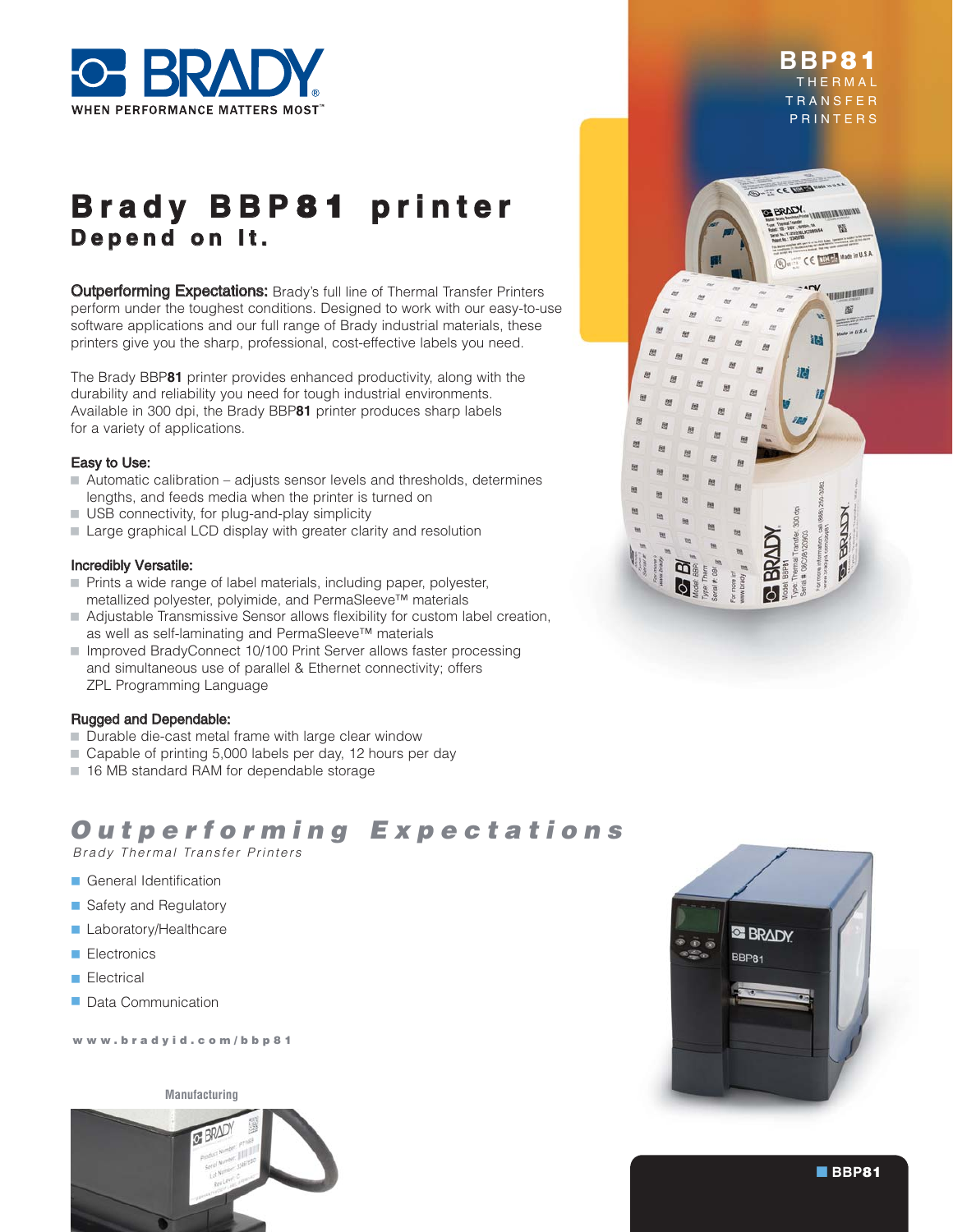# Brady BBP81 printer

## Depend on It.

BBP81 THERMAL TRANSFER PRINTERS

**Outperforming Expectations:** Brady's full line of Thermal Transfer Printers perform under the toughest conditions. Designed to work with our easy-to-use software applications and our full range of Brady industrial materials, these printers give you the sharp, professional, cost-effective labels you need.

The Brady BBP**81** printer provides enhanced productivity, along with the durability and reliability you need for tough industrial environments. Available in 300 dpi, the Brady BBP**81** printer produces sharp labels for a variety of applications.

### Easy to Use:

- Automatic calibration – adjusts sensor levels and thresholds, determines lengths, and feeds media when the printer is turned on
- USB connectivity, for plug-and-play simplicity
- Large graphical LCD display with greater clarity and resolution

### Incredibly Versatile:

- Prints a wide range of label materials, including paper, polyester, metallized polyester, polyimide, and PermaSleeve™ materials
- Adjustable Transmissive Sensor allows flexibility for custom label creation, as well as self-laminating and PermaSleeve™ materials
- Improved BradyConnect 10/100 Print Server allows faster processing and simultaneous use of parallel & Ethernet connectivity; offers ZPL Programming Language

### Rugged and Dependable:

- Durable die-cast metal frame with large clear window
- Capable of printing 5,000 labels per day, 12 hours per day
- 16 MB standard RAM for dependable storage

## Outperforming Expectations

*Brady Thermal Transfer Printers*

- General Identification
- Safety and Regulatory
- Laboratory/Healthcare
- Electronics
- Electrical
- Data Communication

www.bradyid.com/bbp81

Manufacturing

BBP81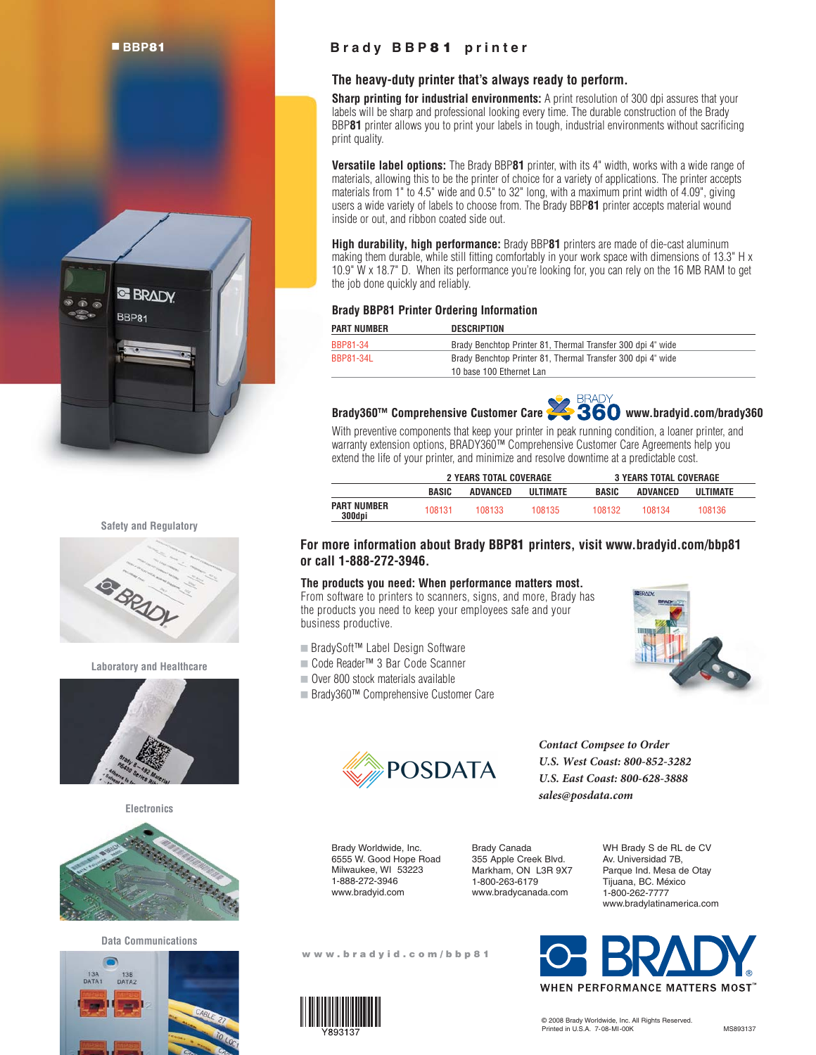# Brady BBP81 printer

## The heavy-duty printer that's always ready to perform.

**Sharp printing for industrial environments:** A print resolution of 300 dpi assures that your labels will be sharp and professional looking every time. The durable construction of the Brady BBP**81** printer allows you to print your labels in tough, industrial environments without sacrificing print quality.

**Versatile label options:** The Brady BBP**81** printer, with its 4" width, works with a wide range of materials, allowing this to be the printer of choice for a variety of applications. The printer accepts materials from 1" to 4.5" wide and 0.5" to 32" long, with a maximum print width of 4.09", giving users a wide variety of labels to choose from. The Brady BBP**81** printer accepts material wound inside or out, and ribbon coated side out.

**High durability, high performance:** Brady BBP**81** printers are made of die-cast aluminum making them durable, while still fitting comfortably in your work space with dimensions of 13.3" H x 10.9" W x 18.7" D. When its performance you're looking for, you can rely on the 16 MB RAM to get the job done quickly and reliably.

### Brady BBP81 Printer Ordering Information

| PART NUMBER | DESCRIPTION |
|---|---|
| BBP81-34 | Brady Benchtop Printer 81, Thermal Transfer 300 dpi 4" wide |
| BBP81-34L | Brady Benchtop Printer 81, Thermal Transfer 300 dpi 4" wide 10 base 100 Ethernet Lan |

### Brady360™ Comprehensive Customer Care — BRADY 360 www.bradyid.com/brady360

With preventive components that keep your printer in peak running condition, a loaner printer, and warranty extension options, BRADY360™ Comprehensive Customer Care Agreements help you extend the life of your printer, and minimize and resolve downtime at a predictable cost.

| | 2 YEARS TOTAL COVERAGE | | | 3 YEARS TOTAL COVERAGE | | |
|---|---|---|---|---|---|---|
| | BASIC | ADVANCED | ULTIMATE | BASIC | ADVANCED | ULTIMATE |
| PART NUMBER 300dpi | 108131 | 108133 | 108135 | 108132 | 108134 | 108136 |

## For more information about Brady BBP81 printers, visit www.bradyid.com/bbp81 or call 1-888-272-3946.

**The products you need: When performance matters most.**
From software to printers to scanners, signs, and more, Brady has the products you need to keep your employees safe and your business productive.

- BradySoft™ Label Design Software
- Code Reader™ 3 Bar Code Scanner
- Over 800 stock materials available
- Brady360™ Comprehensive Customer Care

Safety and Regulatory

Laboratory and Healthcare

Electronics

Data Communications

POSDATA

*Contact Compsee to Order*
*U.S. West Coast: 800-852-3282*
*U.S. East Coast: 800-628-3888*
*sales@posdata.com*

Brady Worldwide, Inc.
6555 W. Good Hope Road
Milwaukee, WI 53223
1-888-272-3946
www.bradyid.com

Brady Canada
355 Apple Creek Blvd.
Markham, ON L3R 9X7
1-800-263-6179
www.bradycanada.com

WH Brady S de RL de CV
Av. Universidad 7B,
Parque Ind. Mesa de Otay
Tijuana, BC. México
1-800-262-7777
www.bradylatinamerica.com

www.bradyid.com/bbp81

BRADY — WHEN PERFORMANCE MATTERS MOST™

Y893137

© 2008 Brady Worldwide, Inc. All Rights Reserved.
Printed in U.S.A. 7-08-MI-00K

MS893137